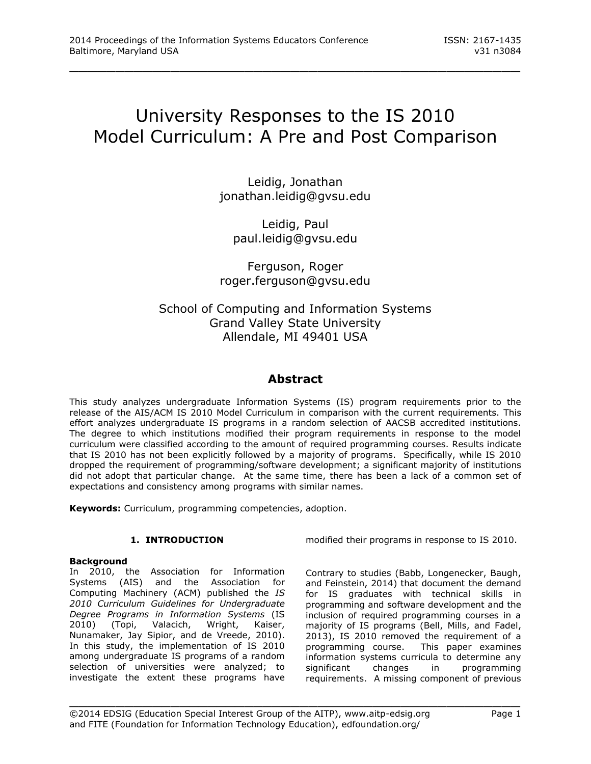# University Responses to the IS 2010 Model Curriculum: A Pre and Post Comparison

Leidig, Jonathan
jonathan.leidig@gvsu.edu

Leidig, Paul
paul.leidig@gvsu.edu

Ferguson, Roger
roger.ferguson@gvsu.edu

School of Computing and Information Systems
Grand Valley State University
Allendale, MI 49401 USA

## Abstract

This study analyzes undergraduate Information Systems (IS) program requirements prior to the release of the AIS/ACM IS 2010 Model Curriculum in comparison with the current requirements. This effort analyzes undergraduate IS programs in a random selection of AACSB accredited institutions. The degree to which institutions modified their program requirements in response to the model curriculum were classified according to the amount of required programming courses. Results indicate that IS 2010 has not been explicitly followed by a majority of programs. Specifically, while IS 2010 dropped the requirement of programming/software development; a significant majority of institutions did not adopt that particular change. At the same time, there has been a lack of a common set of expectations and consistency among programs with similar names.

**Keywords:** Curriculum, programming competencies, adoption.

## 1. INTRODUCTION

**Background**

In 2010, the Association for Information Systems (AIS) and the Association for Computing Machinery (ACM) published the *IS 2010 Curriculum Guidelines for Undergraduate Degree Programs in Information Systems* (IS 2010) (Topi, Valacich, Wright, Kaiser, Nunamaker, Jay Sipior, and de Vreede, 2010). In this study, the implementation of IS 2010 among undergraduate IS programs of a random selection of universities were analyzed; to investigate the extent these programs have modified their programs in response to IS 2010.

Contrary to studies (Babb, Longenecker, Baugh, and Feinstein, 2014) that document the demand for IS graduates with technical skills in programming and software development and the inclusion of required programming courses in a majority of IS programs (Bell, Mills, and Fadel, 2013), IS 2010 removed the requirement of a programming course. This paper examines information systems curricula to determine any significant changes in programming requirements. A missing component of previous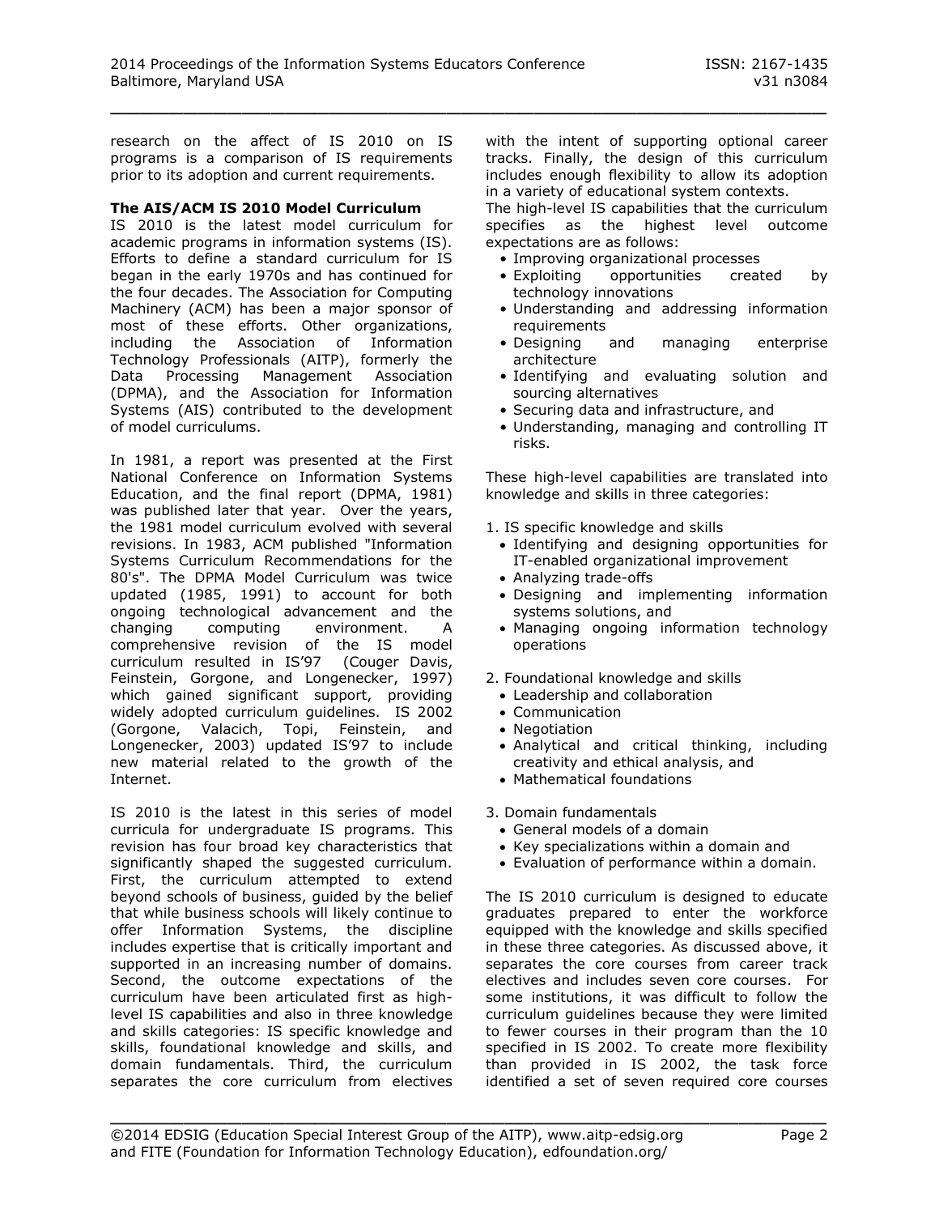research on the affect of IS 2010 on IS programs is a comparison of IS requirements prior to its adoption and current requirements.

**The AIS/ACM IS 2010 Model Curriculum**

IS 2010 is the latest model curriculum for academic programs in information systems (IS). Efforts to define a standard curriculum for IS began in the early 1970s and has continued for the four decades. The Association for Computing Machinery (ACM) has been a major sponsor of most of these efforts. Other organizations, including the Association of Information Technology Professionals (AITP), formerly the Data Processing Management Association (DPMA), and the Association for Information Systems (AIS) contributed to the development of model curriculums.

In 1981, a report was presented at the First National Conference on Information Systems Education, and the final report (DPMA, 1981) was published later that year. Over the years, the 1981 model curriculum evolved with several revisions. In 1983, ACM published "Information Systems Curriculum Recommendations for the 80's". The DPMA Model Curriculum was twice updated (1985, 1991) to account for both ongoing technological advancement and the changing computing environment. A comprehensive revision of the IS model curriculum resulted in IS'97 (Couger Davis, Feinstein, Gorgone, and Longenecker, 1997) which gained significant support, providing widely adopted curriculum guidelines. IS 2002 (Gorgone, Valacich, Topi, Feinstein, and Longenecker, 2003) updated IS'97 to include new material related to the growth of the Internet.

IS 2010 is the latest in this series of model curricula for undergraduate IS programs. This revision has four broad key characteristics that significantly shaped the suggested curriculum. First, the curriculum attempted to extend beyond schools of business, guided by the belief that while business schools will likely continue to offer Information Systems, the discipline includes expertise that is critically important and supported in an increasing number of domains. Second, the outcome expectations of the curriculum have been articulated first as high-level IS capabilities and also in three knowledge and skills categories: IS specific knowledge and skills, foundational knowledge and skills, and domain fundamentals. Third, the curriculum separates the core curriculum from electives with the intent of supporting optional career tracks. Finally, the design of this curriculum includes enough flexibility to allow its adoption in a variety of educational system contexts.

The high-level IS capabilities that the curriculum specifies as the highest level outcome expectations are as follows:

- Improving organizational processes
- Exploiting opportunities created by technology innovations
- Understanding and addressing information requirements
- Designing and managing enterprise architecture
- Identifying and evaluating solution and sourcing alternatives
- Securing data and infrastructure, and
- Understanding, managing and controlling IT risks.

These high-level capabilities are translated into knowledge and skills in three categories:

1. IS specific knowledge and skills
   - Identifying and designing opportunities for IT-enabled organizational improvement
   - Analyzing trade-offs
   - Designing and implementing information systems solutions, and
   - Managing ongoing information technology operations
2. Foundational knowledge and skills
   - Leadership and collaboration
   - Communication
   - Negotiation
   - Analytical and critical thinking, including creativity and ethical analysis, and
   - Mathematical foundations
3. Domain fundamentals
   - General models of a domain
   - Key specializations within a domain and
   - Evaluation of performance within a domain.

The IS 2010 curriculum is designed to educate graduates prepared to enter the workforce equipped with the knowledge and skills specified in these three categories. As discussed above, it separates the core courses from career track electives and includes seven core courses. For some institutions, it was difficult to follow the curriculum guidelines because they were limited to fewer courses in their program than the 10 specified in IS 2002. To create more flexibility than provided in IS 2002, the task force identified a set of seven required core courses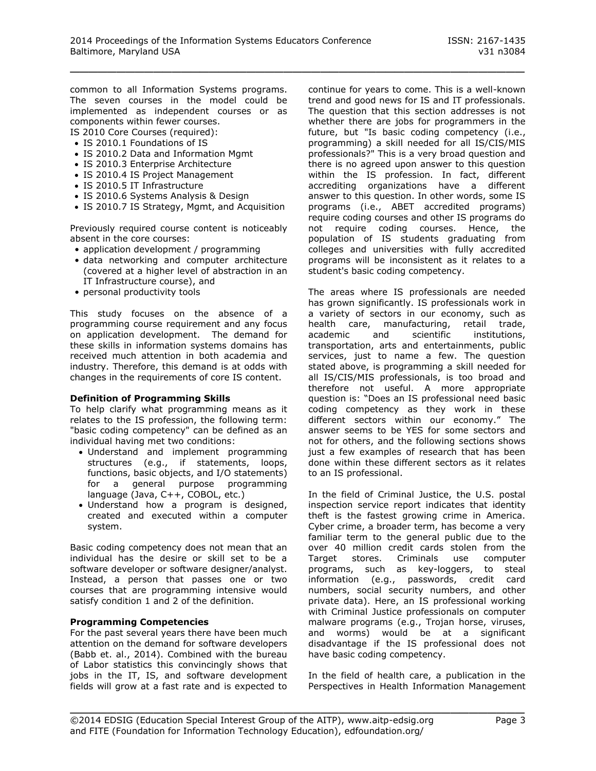common to all Information Systems programs. The seven courses in the model could be implemented as independent courses or as components within fewer courses.

IS 2010 Core Courses (required):

- IS 2010.1 Foundations of IS
- IS 2010.2 Data and Information Mgmt
- IS 2010.3 Enterprise Architecture
- IS 2010.4 IS Project Management
- IS 2010.5 IT Infrastructure
- IS 2010.6 Systems Analysis & Design
- IS 2010.7 IS Strategy, Mgmt, and Acquisition

Previously required course content is noticeably absent in the core courses:

- application development / programming
- data networking and computer architecture (covered at a higher level of abstraction in an IT Infrastructure course), and
- personal productivity tools

This study focuses on the absence of a programming course requirement and any focus on application development. The demand for these skills in information systems domains has received much attention in both academia and industry. Therefore, this demand is at odds with changes in the requirements of core IS content.

**Definition of Programming Skills**

To help clarify what programming means as it relates to the IS profession, the following term: "basic coding competency" can be defined as an individual having met two conditions:

- Understand and implement programming structures (e.g., if statements, loops, functions, basic objects, and I/O statements) for a general purpose programming language (Java, C++, COBOL, etc.)
- Understand how a program is designed, created and executed within a computer system.

Basic coding competency does not mean that an individual has the desire or skill set to be a software developer or software designer/analyst. Instead, a person that passes one or two courses that are programming intensive would satisfy condition 1 and 2 of the definition.

**Programming Competencies**

For the past several years there have been much attention on the demand for software developers (Babb et. al., 2014). Combined with the bureau of Labor statistics this convincingly shows that jobs in the IT, IS, and software development fields will grow at a fast rate and is expected to continue for years to come. This is a well-known trend and good news for IS and IT professionals. The question that this section addresses is not whether there are jobs for programmers in the future, but "Is basic coding competency (i.e., programming) a skill needed for all IS/CIS/MIS professionals?" This is a very broad question and there is no agreed upon answer to this question within the IS profession. In fact, different accrediting organizations have a different answer to this question. In other words, some IS programs (i.e., ABET accredited programs) require coding courses and other IS programs do not require coding courses. Hence, the population of IS students graduating from colleges and universities with fully accredited programs will be inconsistent as it relates to a student's basic coding competency.

The areas where IS professionals are needed has grown significantly. IS professionals work in a variety of sectors in our economy, such as health care, manufacturing, retail trade, academic and scientific institutions, transportation, arts and entertainments, public services, just to name a few. The question stated above, is programming a skill needed for all IS/CIS/MIS professionals, is too broad and therefore not useful. A more appropriate question is: "Does an IS professional need basic coding competency as they work in these different sectors within our economy." The answer seems to be YES for some sectors and not for others, and the following sections shows just a few examples of research that has been done within these different sectors as it relates to an IS professional.

In the field of Criminal Justice, the U.S. postal inspection service report indicates that identity theft is the fastest growing crime in America. Cyber crime, a broader term, has become a very familiar term to the general public due to the over 40 million credit cards stolen from the Target stores. Criminals use computer programs, such as key-loggers, to steal information (e.g., passwords, credit card numbers, social security numbers, and other private data). Here, an IS professional working with Criminal Justice professionals on computer malware programs (e.g., Trojan horse, viruses, and worms) would be at a significant disadvantage if the IS professional does not have basic coding competency.

In the field of health care, a publication in the Perspectives in Health Information Management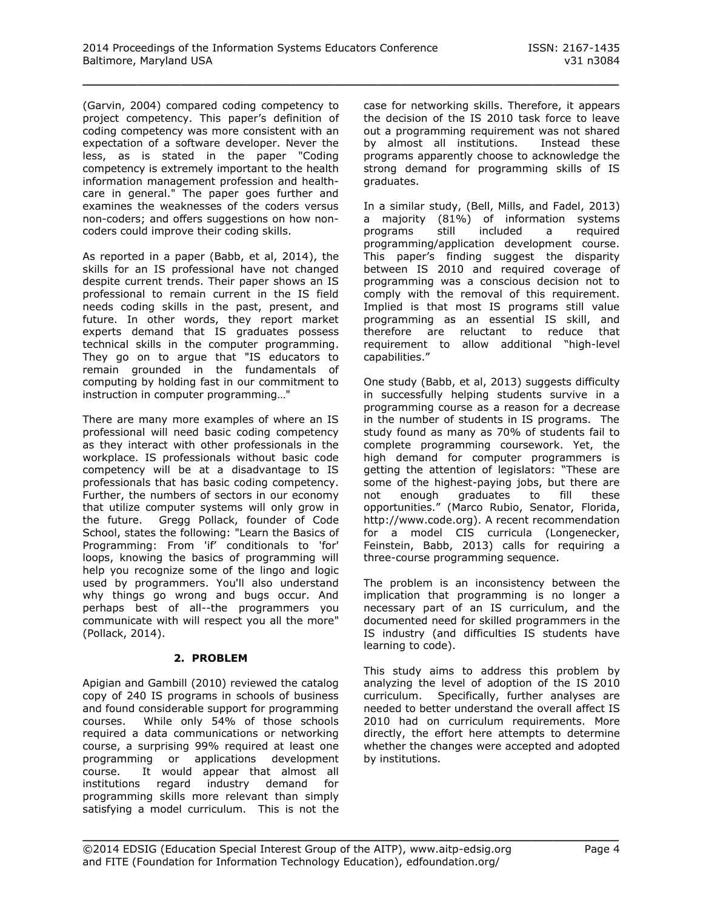(Garvin, 2004) compared coding competency to project competency. This paper's definition of coding competency was more consistent with an expectation of a software developer. Never the less, as is stated in the paper "Coding competency is extremely important to the health information management profession and health-care in general." The paper goes further and examines the weaknesses of the coders versus non-coders; and offers suggestions on how non-coders could improve their coding skills.

As reported in a paper (Babb, et al, 2014), the skills for an IS professional have not changed despite current trends. Their paper shows an IS professional to remain current in the IS field needs coding skills in the past, present, and future. In other words, they report market experts demand that IS graduates possess technical skills in the computer programming. They go on to argue that "IS educators to remain grounded in the fundamentals of computing by holding fast in our commitment to instruction in computer programming…"

There are many more examples of where an IS professional will need basic coding competency as they interact with other professionals in the workplace. IS professionals without basic code competency will be at a disadvantage to IS professionals that has basic coding competency. Further, the numbers of sectors in our economy that utilize computer systems will only grow in the future. Gregg Pollack, founder of Code School, states the following: "Learn the Basics of Programming: From 'if' conditionals to 'for' loops, knowing the basics of programming will help you recognize some of the lingo and logic used by programmers. You'll also understand why things go wrong and bugs occur. And perhaps best of all--the programmers you communicate with will respect you all the more" (Pollack, 2014).

## 2. PROBLEM

Apigian and Gambill (2010) reviewed the catalog copy of 240 IS programs in schools of business and found considerable support for programming courses. While only 54% of those schools required a data communications or networking course, a surprising 99% required at least one programming or applications development course. It would appear that almost all institutions regard industry demand for programming skills more relevant than simply satisfying a model curriculum. This is not the case for networking skills. Therefore, it appears the decision of the IS 2010 task force to leave out a programming requirement was not shared by almost all institutions. Instead these programs apparently choose to acknowledge the strong demand for programming skills of IS graduates.

In a similar study, (Bell, Mills, and Fadel, 2013) a majority (81%) of information systems programs still included a required programming/application development course. This paper's finding suggest the disparity between IS 2010 and required coverage of programming was a conscious decision not to comply with the removal of this requirement. Implied is that most IS programs still value programming as an essential IS skill, and therefore are reluctant to reduce that requirement to allow additional "high-level capabilities."

One study (Babb, et al, 2013) suggests difficulty in successfully helping students survive in a programming course as a reason for a decrease in the number of students in IS programs. The study found as many as 70% of students fail to complete programming coursework. Yet, the high demand for computer programmers is getting the attention of legislators: "These are some of the highest-paying jobs, but there are not enough graduates to fill these opportunities." (Marco Rubio, Senator, Florida, http://www.code.org). A recent recommendation for a model CIS curricula (Longenecker, Feinstein, Babb, 2013) calls for requiring a three-course programming sequence.

The problem is an inconsistency between the implication that programming is no longer a necessary part of an IS curriculum, and the documented need for skilled programmers in the IS industry (and difficulties IS students have learning to code).

This study aims to address this problem by analyzing the level of adoption of the IS 2010 curriculum. Specifically, further analyses are needed to better understand the overall affect IS 2010 had on curriculum requirements. More directly, the effort here attempts to determine whether the changes were accepted and adopted by institutions.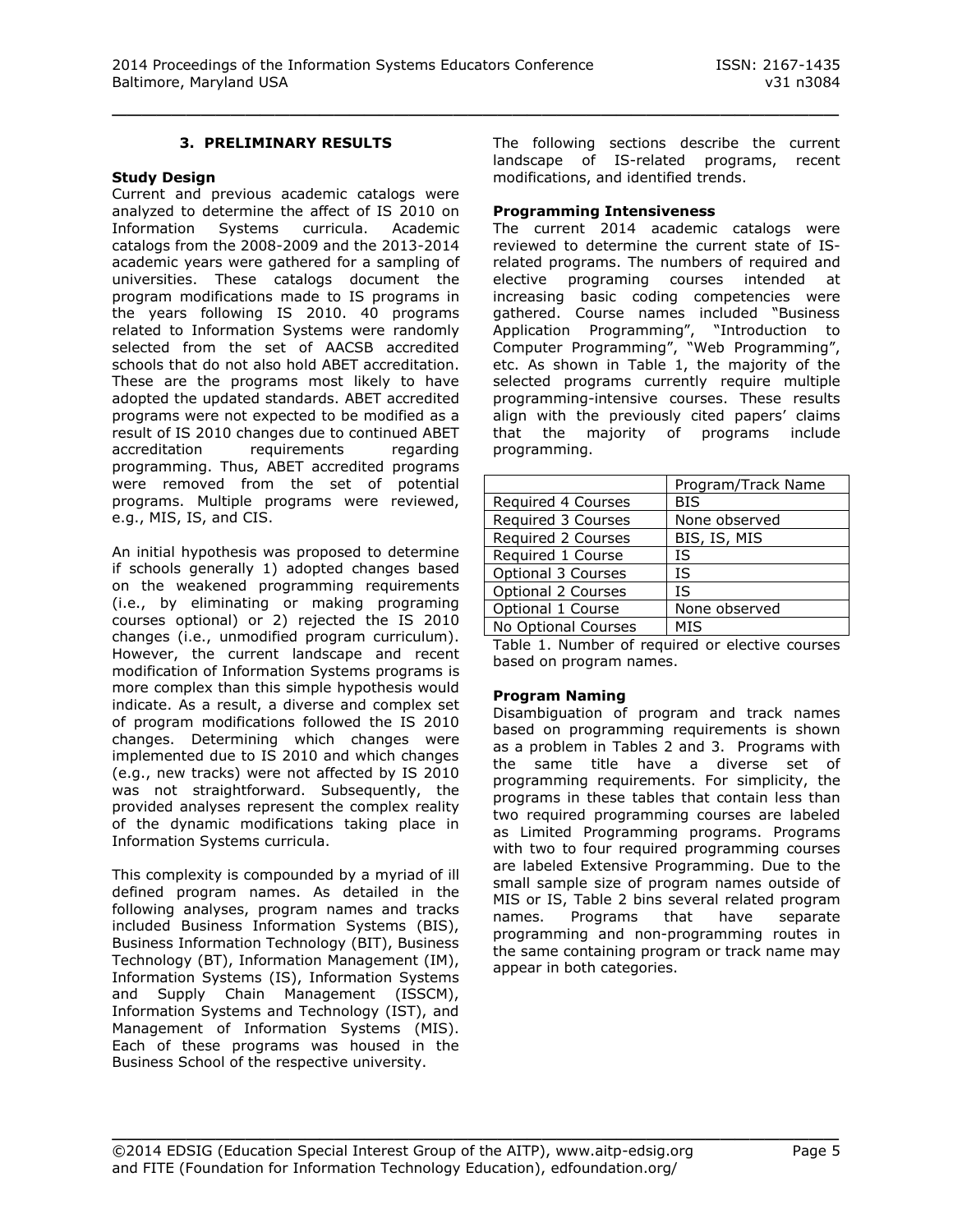## 3. PRELIMINARY RESULTS

**Study Design**

Current and previous academic catalogs were analyzed to determine the affect of IS 2010 on Information Systems curricula. Academic catalogs from the 2008-2009 and the 2013-2014 academic years were gathered for a sampling of universities. These catalogs document the program modifications made to IS programs in the years following IS 2010. 40 programs related to Information Systems were randomly selected from the set of AACSB accredited schools that do not also hold ABET accreditation. These are the programs most likely to have adopted the updated standards. ABET accredited programs were not expected to be modified as a result of IS 2010 changes due to continued ABET accreditation requirements regarding programming. Thus, ABET accredited programs were removed from the set of potential programs. Multiple programs were reviewed, e.g., MIS, IS, and CIS.

An initial hypothesis was proposed to determine if schools generally 1) adopted changes based on the weakened programming requirements (i.e., by eliminating or making programing courses optional) or 2) rejected the IS 2010 changes (i.e., unmodified program curriculum). However, the current landscape and recent modification of Information Systems programs is more complex than this simple hypothesis would indicate. As a result, a diverse and complex set of program modifications followed the IS 2010 changes. Determining which changes were implemented due to IS 2010 and which changes (e.g., new tracks) were not affected by IS 2010 was not straightforward. Subsequently, the provided analyses represent the complex reality of the dynamic modifications taking place in Information Systems curricula.

This complexity is compounded by a myriad of ill defined program names. As detailed in the following analyses, program names and tracks included Business Information Systems (BIS), Business Information Technology (BIT), Business Technology (BT), Information Management (IM), Information Systems (IS), Information Systems and Supply Chain Management (ISSCM), Information Systems and Technology (IST), and Management of Information Systems (MIS). Each of these programs was housed in the Business School of the respective university.

The following sections describe the current landscape of IS-related programs, recent modifications, and identified trends.

**Programming Intensiveness**

The current 2014 academic catalogs were reviewed to determine the current state of IS-related programs. The numbers of required and elective programing courses intended at increasing basic coding competencies were gathered. Course names included "Business Application Programming", "Introduction to Computer Programming", "Web Programming", etc. As shown in Table 1, the majority of the selected programs currently require multiple programming-intensive courses. These results align with the previously cited papers' claims that the majority of programs include programming.

| | Program/Track Name |
|---|---|
| Required 4 Courses | BIS |
| Required 3 Courses | None observed |
| Required 2 Courses | BIS, IS, MIS |
| Required 1 Course | IS |
| Optional 3 Courses | IS |
| Optional 2 Courses | IS |
| Optional 1 Course | None observed |
| No Optional Courses | MIS |

Table 1. Number of required or elective courses based on program names.

**Program Naming**

Disambiguation of program and track names based on programming requirements is shown as a problem in Tables 2 and 3. Programs with the same title have a diverse set of programming requirements. For simplicity, the programs in these tables that contain less than two required programming courses are labeled as Limited Programming programs. Programs with two to four required programming courses are labeled Extensive Programming. Due to the small sample size of program names outside of MIS or IS, Table 2 bins several related program names. Programs that have separate programming and non-programming routes in the same containing program or track name may appear in both categories.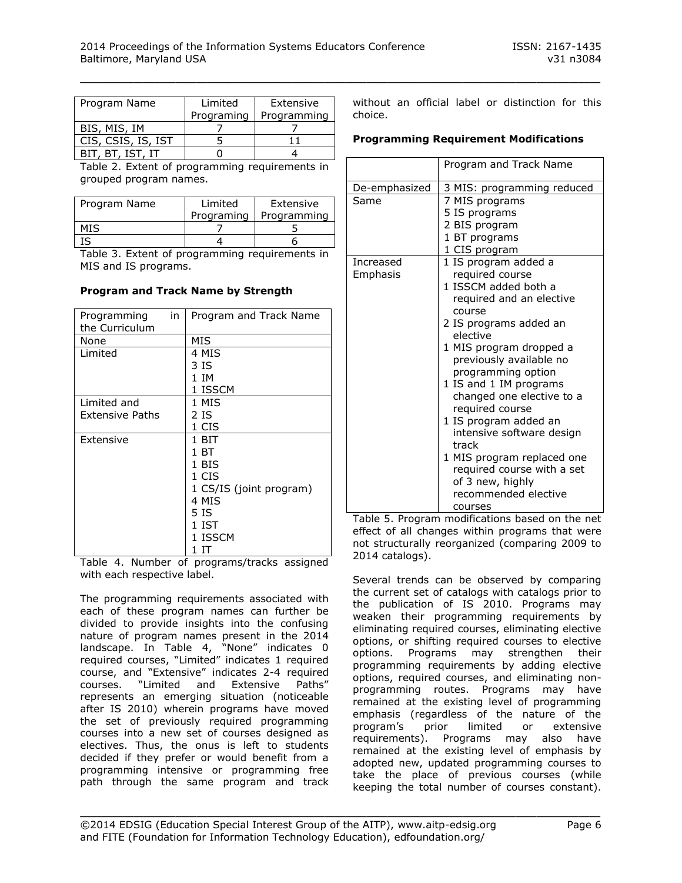| Program Name | Limited Programing | Extensive Programming |
|---|---|---|
| BIS, MIS, IM | 7 | 7 |
| CIS, CSIS, IS, IST | 5 | 11 |
| BIT, BT, IST, IT | 0 | 4 |

Table 2. Extent of programming requirements in grouped program names.

| Program Name | Limited Programing | Extensive Programming |
|---|---|---|
| MIS | 7 | 5 |
| IS | 4 | 6 |

Table 3. Extent of programming requirements in MIS and IS programs.

**Program and Track Name by Strength**

| Programming in the Curriculum | Program and Track Name |
|---|---|
| None | MIS |
| Limited | 4 MIS<br>3 IS<br>1 IM<br>1 ISSCM |
| Limited and Extensive Paths | 1 MIS<br>2 IS<br>1 CIS |
| Extensive | 1 BIT<br>1 BT<br>1 BIS<br>1 CIS<br>1 CS/IS (joint program)<br>4 MIS<br>5 IS<br>1 IST<br>1 ISSCM<br>1 IT |

Table 4. Number of programs/tracks assigned with each respective label.

The programming requirements associated with each of these program names can further be divided to provide insights into the confusing nature of program names present in the 2014 landscape. In Table 4, "None" indicates 0 required courses, "Limited" indicates 1 required course, and "Extensive" indicates 2-4 required courses. "Limited and Extensive Paths" represents an emerging situation (noticeable after IS 2010) wherein programs have moved the set of previously required programming courses into a new set of courses designed as electives. Thus, the onus is left to students decided if they prefer or would benefit from a programming intensive or programming free path through the same program and track without an official label or distinction for this choice.

**Programming Requirement Modifications**

| | Program and Track Name |
|---|---|
| De-emphasized | 3 MIS: programming reduced |
| Same | 7 MIS programs<br>5 IS programs<br>2 BIS program<br>1 BT programs<br>1 CIS program |
| Increased Emphasis | 1 IS program added a required course<br>1 ISSCM added both a required and an elective course<br>2 IS programs added an elective<br>1 MIS program dropped a previously available no programming option<br>1 IS and 1 IM programs changed one elective to a required course<br>1 IS program added an intensive software design track<br>1 MIS program replaced one required course with a set of 3 new, highly recommended elective courses |

Table 5. Program modifications based on the net effect of all changes within programs that were not structurally reorganized (comparing 2009 to 2014 catalogs).

Several trends can be observed by comparing the current set of catalogs with catalogs prior to the publication of IS 2010. Programs may weaken their programming requirements by eliminating required courses, eliminating elective options, or shifting required courses to elective options. Programs may strengthen their programming requirements by adding elective options, required courses, and eliminating non-programming routes. Programs may have remained at the existing level of programming emphasis (regardless of the nature of the program's prior limited or extensive requirements). Programs may also have remained at the existing level of emphasis by adopted new, updated programming courses to take the place of previous courses (while keeping the total number of courses constant).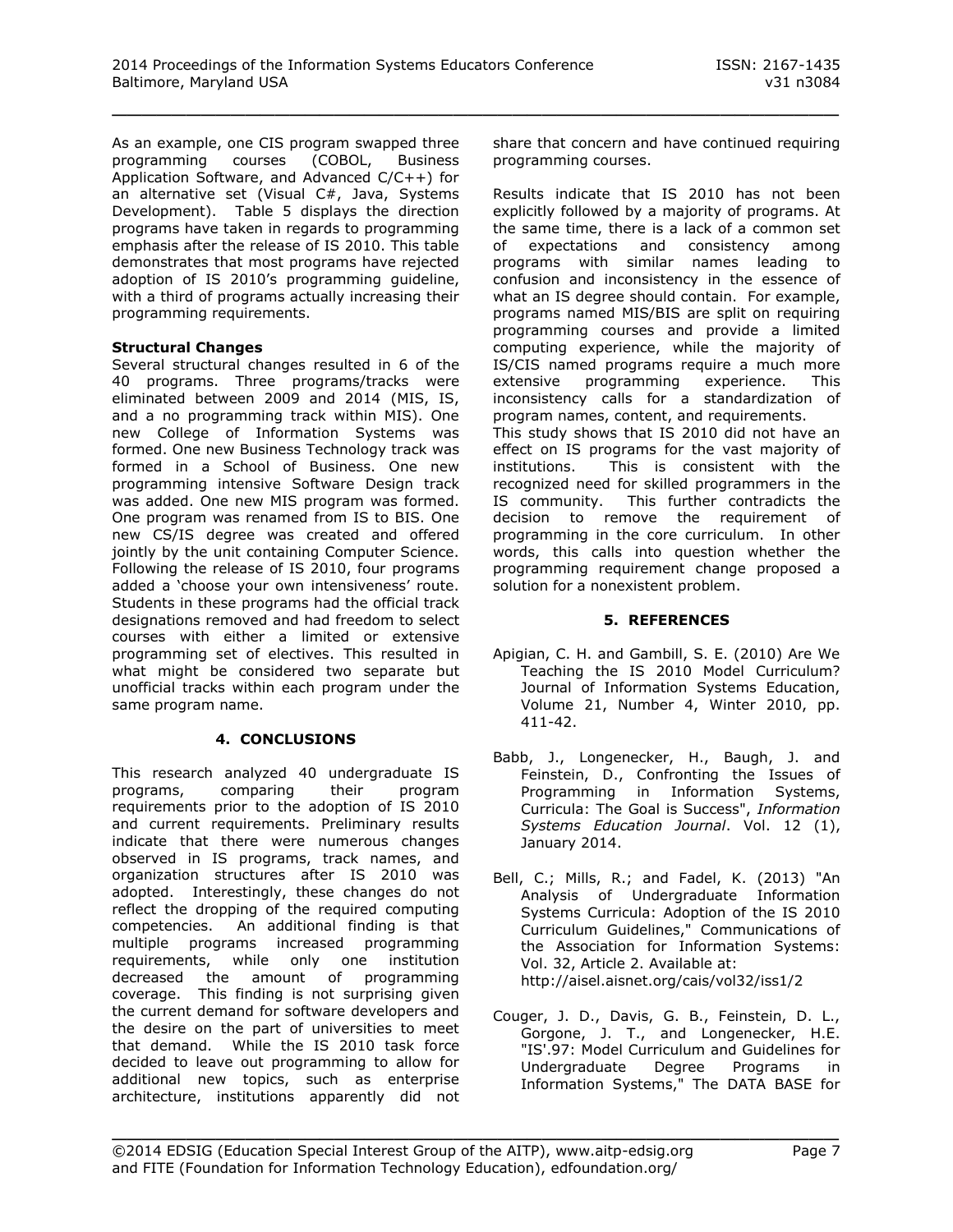As an example, one CIS program swapped three programming courses (COBOL, Business Application Software, and Advanced C/C++) for an alternative set (Visual C#, Java, Systems Development). Table 5 displays the direction programs have taken in regards to programming emphasis after the release of IS 2010. This table demonstrates that most programs have rejected adoption of IS 2010's programming guideline, with a third of programs actually increasing their programming requirements.

**Structural Changes**

Several structural changes resulted in 6 of the 40 programs. Three programs/tracks were eliminated between 2009 and 2014 (MIS, IS, and a no programming track within MIS). One new College of Information Systems was formed. One new Business Technology track was formed in a School of Business. One new programming intensive Software Design track was added. One new MIS program was formed. One program was renamed from IS to BIS. One new CS/IS degree was created and offered jointly by the unit containing Computer Science. Following the release of IS 2010, four programs added a 'choose your own intensiveness' route. Students in these programs had the official track designations removed and had freedom to select courses with either a limited or extensive programming set of electives. This resulted in what might be considered two separate but unofficial tracks within each program under the same program name.

## 4. CONCLUSIONS

This research analyzed 40 undergraduate IS programs, comparing their program requirements prior to the adoption of IS 2010 and current requirements. Preliminary results indicate that there were numerous changes observed in IS programs, track names, and organization structures after IS 2010 was adopted. Interestingly, these changes do not reflect the dropping of the required computing competencies. An additional finding is that multiple programs increased programming requirements, while only one institution decreased the amount of programming coverage. This finding is not surprising given the current demand for software developers and the desire on the part of universities to meet that demand. While the IS 2010 task force decided to leave out programming to allow for additional new topics, such as enterprise architecture, institutions apparently did not share that concern and have continued requiring programming courses.

Results indicate that IS 2010 has not been explicitly followed by a majority of programs. At the same time, there is a lack of a common set of expectations and consistency among programs with similar names leading to confusion and inconsistency in the essence of what an IS degree should contain. For example, programs named MIS/BIS are split on requiring programming courses and provide a limited computing experience, while the majority of IS/CIS named programs require a much more extensive programming experience. This inconsistency calls for a standardization of program names, content, and requirements.

This study shows that IS 2010 did not have an effect on IS programs for the vast majority of institutions. This is consistent with the recognized need for skilled programmers in the IS community. This further contradicts the decision to remove the requirement of programming in the core curriculum. In other words, this calls into question whether the programming requirement change proposed a solution for a nonexistent problem.

## 5. REFERENCES

Apigian, C. H. and Gambill, S. E. (2010) Are We Teaching the IS 2010 Model Curriculum? Journal of Information Systems Education, Volume 21, Number 4, Winter 2010, pp. 411-42.

Babb, J., Longenecker, H., Baugh, J. and Feinstein, D., Confronting the Issues of Programming in Information Systems, Curricula: The Goal is Success", *Information Systems Education Journal*. Vol. 12 (1), January 2014.

Bell, C.; Mills, R.; and Fadel, K. (2013) "An Analysis of Undergraduate Information Systems Curricula: Adoption of the IS 2010 Curriculum Guidelines," Communications of the Association for Information Systems: Vol. 32, Article 2. Available at: http://aisel.aisnet.org/cais/vol32/iss1/2

Couger, J. D., Davis, G. B., Feinstein, D. L., Gorgone, J. T., and Longenecker, H.E. "IS'.97: Model Curriculum and Guidelines for Undergraduate Degree Programs in Information Systems," The DATA BASE for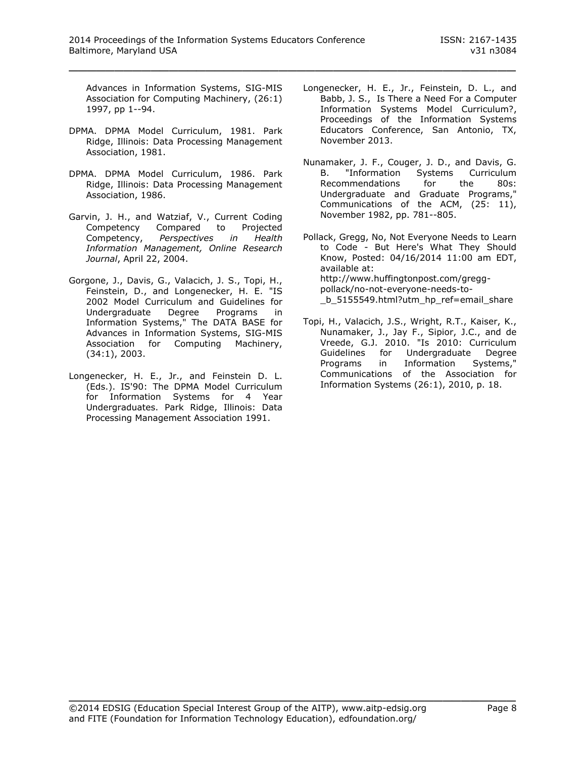Advances in Information Systems, SIG-MIS Association for Computing Machinery, (26:1) 1997, pp 1--94.

DPMA. DPMA Model Curriculum, 1981. Park Ridge, Illinois: Data Processing Management Association, 1981.

DPMA. DPMA Model Curriculum, 1986. Park Ridge, Illinois: Data Processing Management Association, 1986.

Garvin, J. H., and Watziaf, V., Current Coding Competency Compared to Projected Competency, *Perspectives in Health Information Management, Online Research Journal*, April 22, 2004.

Gorgone, J., Davis, G., Valacich, J. S., Topi, H., Feinstein, D., and Longenecker, H. E. "IS 2002 Model Curriculum and Guidelines for Undergraduate Degree Programs in Information Systems," The DATA BASE for Advances in Information Systems, SIG-MIS Association for Computing Machinery, (34:1), 2003.

Longenecker, H. E., Jr., and Feinstein D. L. (Eds.). IS'90: The DPMA Model Curriculum for Information Systems for 4 Year Undergraduates. Park Ridge, Illinois: Data Processing Management Association 1991.

Longenecker, H. E., Jr., Feinstein, D. L., and Babb, J. S., Is There a Need For a Computer Information Systems Model Curriculum?, Proceedings of the Information Systems Educators Conference, San Antonio, TX, November 2013.

Nunamaker, J. F., Couger, J. D., and Davis, G. B. "Information Systems Curriculum Recommendations for the 80s: Undergraduate and Graduate Programs," Communications of the ACM, (25: 11), November 1982, pp. 781--805.

Pollack, Gregg, No, Not Everyone Needs to Learn to Code - But Here's What They Should Know, Posted: 04/16/2014 11:00 am EDT, available at: http://www.huffingtonpost.com/gregg-pollack/no-not-everyone-needs-to-_b_5155549.html?utm_hp_ref=email_share

Topi, H., Valacich, J.S., Wright, R.T., Kaiser, K., Nunamaker, J., Jay F., Sipior, J.C., and de Vreede, G.J. 2010. "Is 2010: Curriculum Guidelines for Undergraduate Degree Programs in Information Systems," Communications of the Association for Information Systems (26:1), 2010, p. 18.